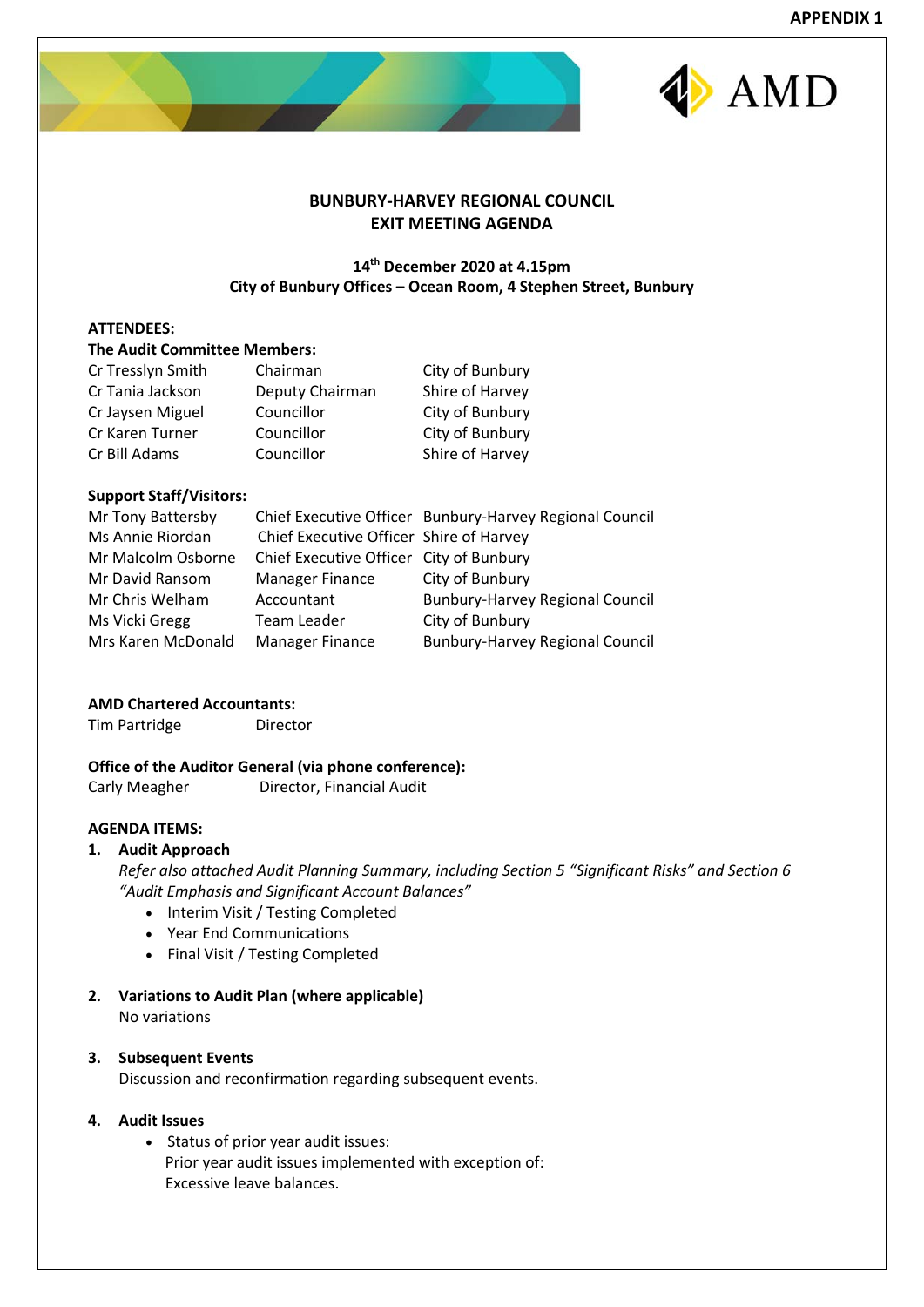APPENDIX 1

AMD

**BUNBURY-HARVEY REGIONAL COUNCIL**
**EXIT MEETING AGENDA**

**14th December 2020 at 4.15pm**
**City of Bunbury Offices – Ocean Room, 4 Stephen Street, Bunbury**

**ATTENDEES:**

**The Audit Committee Members:**

| | | |
|---|---|---|
| Cr Tresslyn Smith | Chairman | City of Bunbury |
| Cr Tania Jackson | Deputy Chairman | Shire of Harvey |
| Cr Jaysen Miguel | Councillor | City of Bunbury |
| Cr Karen Turner | Councillor | City of Bunbury |
| Cr Bill Adams | Councillor | Shire of Harvey |

**Support Staff/Visitors:**

| | | |
|---|---|---|
| Mr Tony Battersby | Chief Executive Officer | Bunbury-Harvey Regional Council |
| Ms Annie Riordan | Chief Executive Officer | Shire of Harvey |
| Mr Malcolm Osborne | Chief Executive Officer | City of Bunbury |
| Mr David Ransom | Manager Finance | City of Bunbury |
| Mr Chris Welham | Accountant | Bunbury-Harvey Regional Council |
| Ms Vicki Gregg | Team Leader | City of Bunbury |
| Mrs Karen McDonald | Manager Finance | Bunbury-Harvey Regional Council |

**AMD Chartered Accountants:**

Tim Partridge — Director

**Office of the Auditor General (via phone conference):**

Carly Meagher — Director, Financial Audit

**AGENDA ITEMS:**

1. **Audit Approach**
   *Refer also attached Audit Planning Summary, including Section 5 "Significant Risks" and Section 6 "Audit Emphasis and Significant Account Balances"*
   - Interim Visit / Testing Completed
   - Year End Communications
   - Final Visit / Testing Completed

2. **Variations to Audit Plan (where applicable)**
   No variations

3. **Subsequent Events**
   Discussion and reconfirmation regarding subsequent events.

4. **Audit Issues**
   - Status of prior year audit issues:
     Prior year audit issues implemented with exception of:
     Excessive leave balances.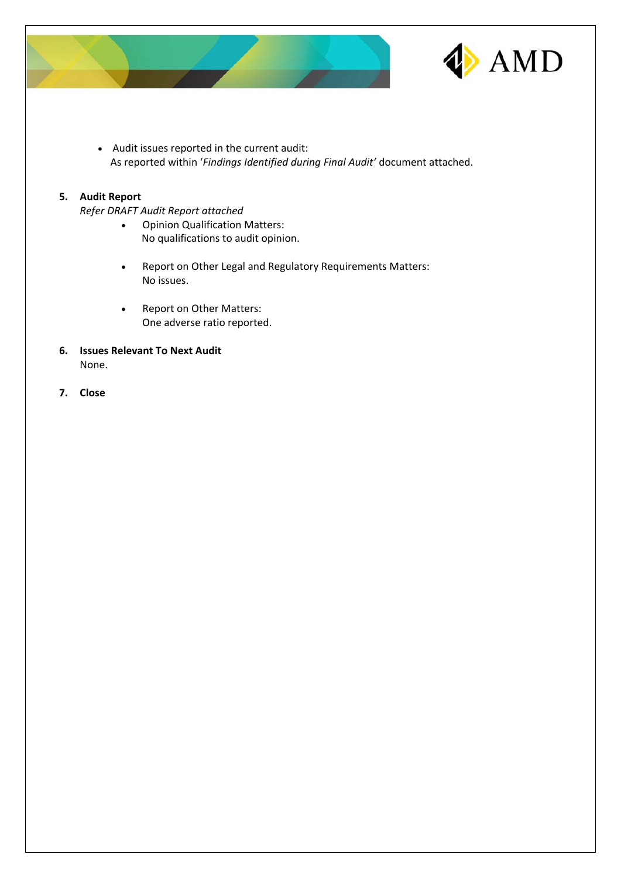- Audit issues reported in the current audit:
  As reported within '*Findings Identified during Final Audit'* document attached.

**5. Audit Report**

*Refer DRAFT Audit Report attached*

- Opinion Qualification Matters:
  No qualifications to audit opinion.

- Report on Other Legal and Regulatory Requirements Matters:
  No issues.

- Report on Other Matters:
  One adverse ratio reported.

**6. Issues Relevant To Next Audit**

None.

**7. Close**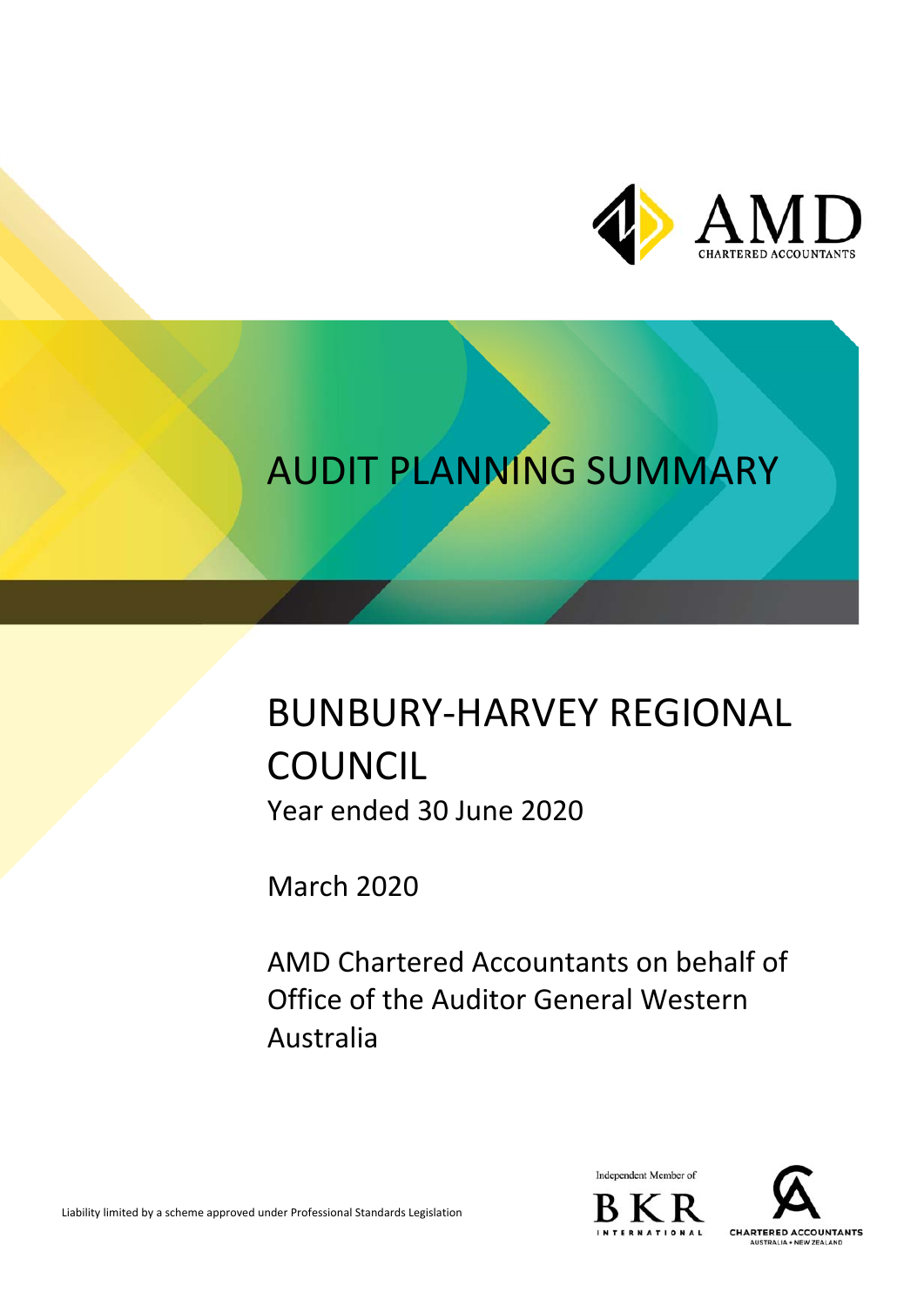# AUDIT PLANNING SUMMARY

## BUNBURY-HARVEY REGIONAL COUNCIL

Year ended 30 June 2020

March 2020

AMD Chartered Accountants on behalf of Office of the Auditor General Western Australia

Liability limited by a scheme approved under Professional Standards Legislation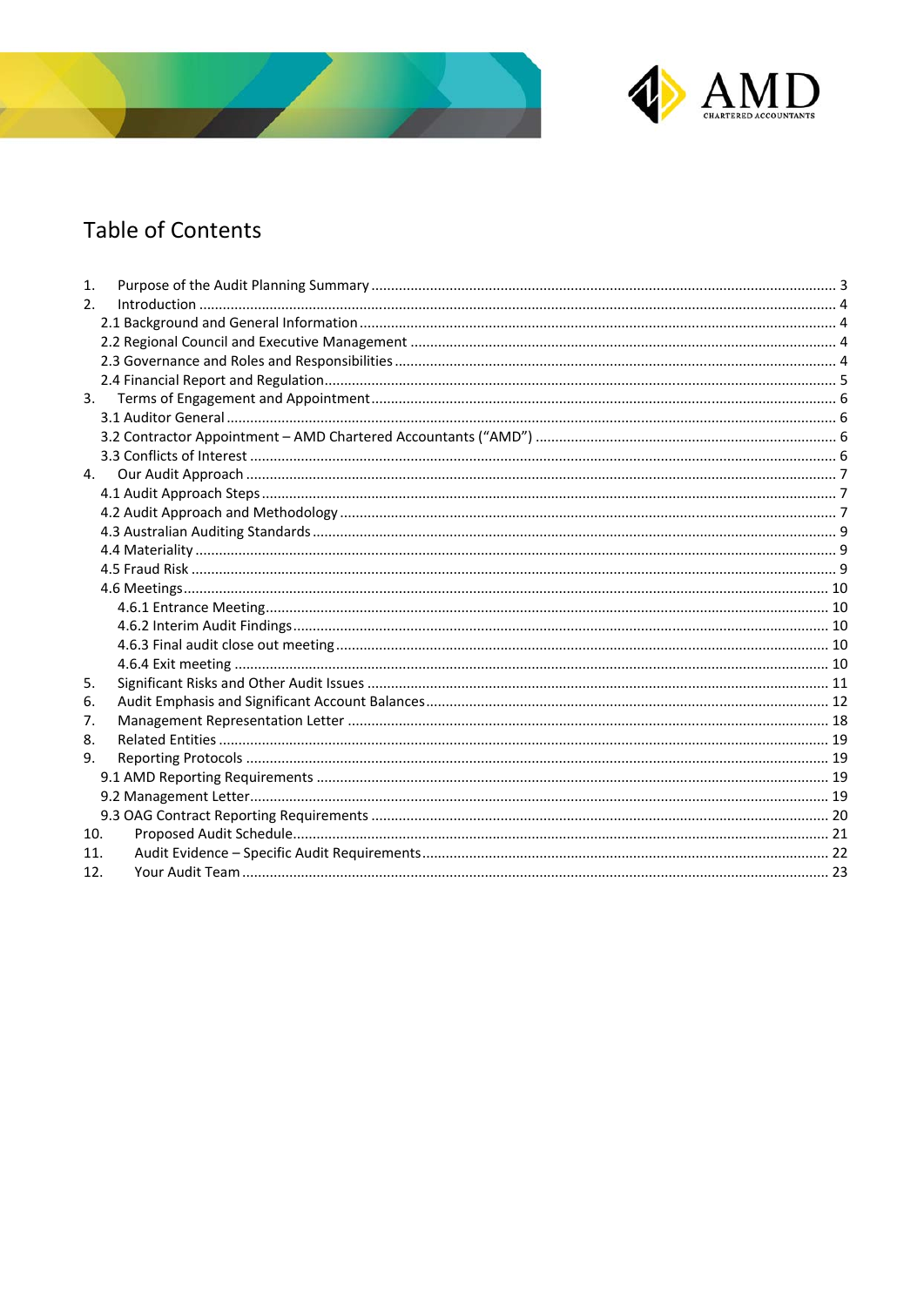# Table of Contents

1. Purpose of the Audit Planning Summary ..... 3
2. Introduction ..... 4
   - 2.1 Background and General Information ..... 4
   - 2.2 Regional Council and Executive Management ..... 4
   - 2.3 Governance and Roles and Responsibilities ..... 4
   - 2.4 Financial Report and Regulation ..... 5
3. Terms of Engagement and Appointment ..... 6
   - 3.1 Auditor General ..... 6
   - 3.2 Contractor Appointment – AMD Chartered Accountants ("AMD") ..... 6
   - 3.3 Conflicts of Interest ..... 6
4. Our Audit Approach ..... 7
   - 4.1 Audit Approach Steps ..... 7
   - 4.2 Audit Approach and Methodology ..... 7
   - 4.3 Australian Auditing Standards ..... 9
   - 4.4 Materiality ..... 9
   - 4.5 Fraud Risk ..... 9
   - 4.6 Meetings ..... 10
     - 4.6.1 Entrance Meeting ..... 10
     - 4.6.2 Interim Audit Findings ..... 10
     - 4.6.3 Final audit close out meeting ..... 10
     - 4.6.4 Exit meeting ..... 10
5. Significant Risks and Other Audit Issues ..... 11
6. Audit Emphasis and Significant Account Balances ..... 12
7. Management Representation Letter ..... 18
8. Related Entities ..... 19
9. Reporting Protocols ..... 19
   - 9.1 AMD Reporting Requirements ..... 19
   - 9.2 Management Letter ..... 19
   - 9.3 OAG Contract Reporting Requirements ..... 20
10. Proposed Audit Schedule ..... 21
11. Audit Evidence – Specific Audit Requirements ..... 22
12. Your Audit Team ..... 23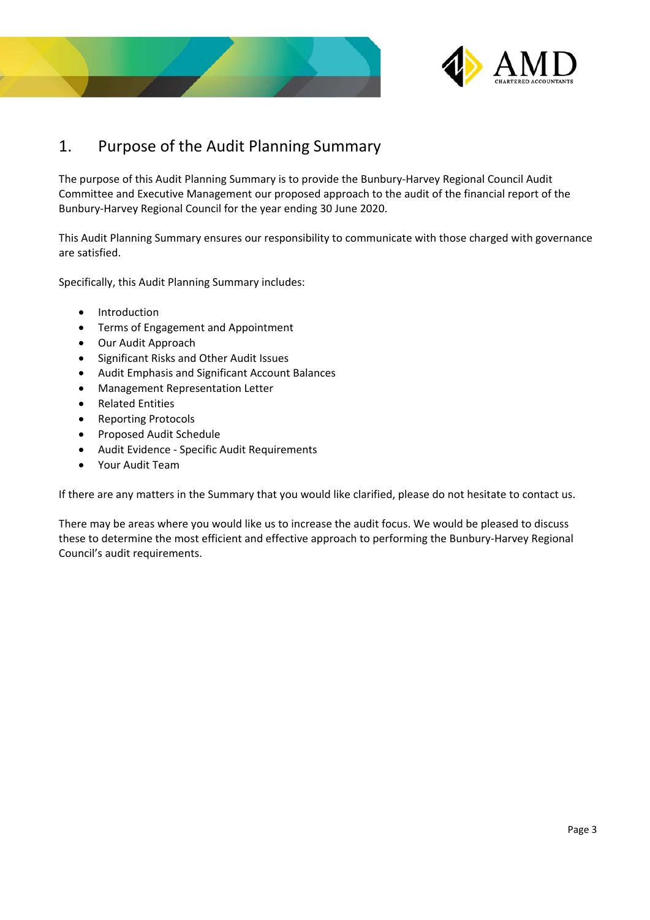# 1. Purpose of the Audit Planning Summary

The purpose of this Audit Planning Summary is to provide the Bunbury-Harvey Regional Council Audit Committee and Executive Management our proposed approach to the audit of the financial report of the Bunbury-Harvey Regional Council for the year ending 30 June 2020.

This Audit Planning Summary ensures our responsibility to communicate with those charged with governance are satisfied.

Specifically, this Audit Planning Summary includes:

- Introduction
- Terms of Engagement and Appointment
- Our Audit Approach
- Significant Risks and Other Audit Issues
- Audit Emphasis and Significant Account Balances
- Management Representation Letter
- Related Entities
- Reporting Protocols
- Proposed Audit Schedule
- Audit Evidence - Specific Audit Requirements
- Your Audit Team

If there are any matters in the Summary that you would like clarified, please do not hesitate to contact us.

There may be areas where you would like us to increase the audit focus. We would be pleased to discuss these to determine the most efficient and effective approach to performing the Bunbury-Harvey Regional Council's audit requirements.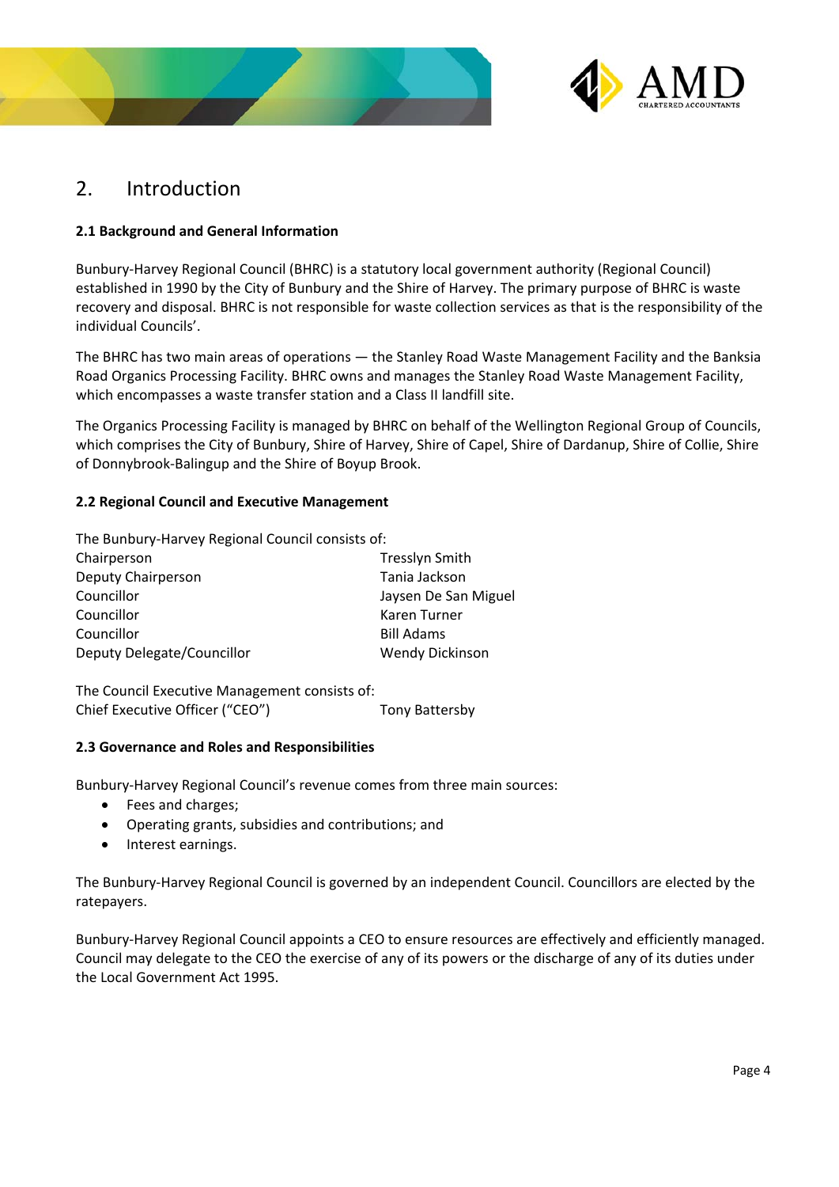## 2. Introduction

### 2.1 Background and General Information

Bunbury-Harvey Regional Council (BHRC) is a statutory local government authority (Regional Council) established in 1990 by the City of Bunbury and the Shire of Harvey. The primary purpose of BHRC is waste recovery and disposal. BHRC is not responsible for waste collection services as that is the responsibility of the individual Councils'.

The BHRC has two main areas of operations — the Stanley Road Waste Management Facility and the Banksia Road Organics Processing Facility. BHRC owns and manages the Stanley Road Waste Management Facility, which encompasses a waste transfer station and a Class II landfill site.

The Organics Processing Facility is managed by BHRC on behalf of the Wellington Regional Group of Councils, which comprises the City of Bunbury, Shire of Harvey, Shire of Capel, Shire of Dardanup, Shire of Collie, Shire of Donnybrook-Balingup and the Shire of Boyup Brook.

### 2.2 Regional Council and Executive Management

The Bunbury-Harvey Regional Council consists of:

| | |
|---|---|
| Chairperson | Tresslyn Smith |
| Deputy Chairperson | Tania Jackson |
| Councillor | Jaysen De San Miguel |
| Councillor | Karen Turner |
| Councillor | Bill Adams |
| Deputy Delegate/Councillor | Wendy Dickinson |

The Council Executive Management consists of:

| | |
|---|---|
| Chief Executive Officer ("CEO") | Tony Battersby |

### 2.3 Governance and Roles and Responsibilities

Bunbury-Harvey Regional Council's revenue comes from three main sources:

- Fees and charges;
- Operating grants, subsidies and contributions; and
- Interest earnings.

The Bunbury-Harvey Regional Council is governed by an independent Council. Councillors are elected by the ratepayers.

Bunbury-Harvey Regional Council appoints a CEO to ensure resources are effectively and efficiently managed. Council may delegate to the CEO the exercise of any of its powers or the discharge of any of its duties under the Local Government Act 1995.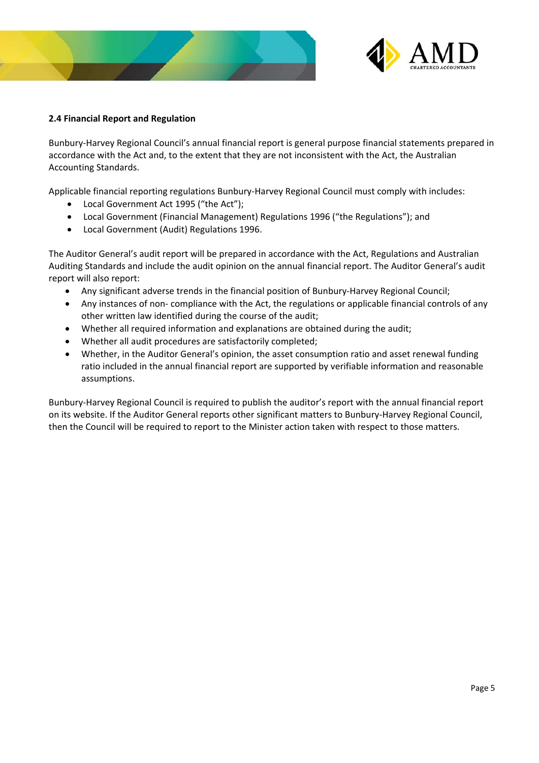### 2.4 Financial Report and Regulation

Bunbury-Harvey Regional Council's annual financial report is general purpose financial statements prepared in accordance with the Act and, to the extent that they are not inconsistent with the Act, the Australian Accounting Standards.

Applicable financial reporting regulations Bunbury-Harvey Regional Council must comply with includes:

- Local Government Act 1995 ("the Act");
- Local Government (Financial Management) Regulations 1996 ("the Regulations"); and
- Local Government (Audit) Regulations 1996.

The Auditor General's audit report will be prepared in accordance with the Act, Regulations and Australian Auditing Standards and include the audit opinion on the annual financial report. The Auditor General's audit report will also report:

- Any significant adverse trends in the financial position of Bunbury-Harvey Regional Council;
- Any instances of non- compliance with the Act, the regulations or applicable financial controls of any other written law identified during the course of the audit;
- Whether all required information and explanations are obtained during the audit;
- Whether all audit procedures are satisfactorily completed;
- Whether, in the Auditor General's opinion, the asset consumption ratio and asset renewal funding ratio included in the annual financial report are supported by verifiable information and reasonable assumptions.

Bunbury-Harvey Regional Council is required to publish the auditor's report with the annual financial report on its website. If the Auditor General reports other significant matters to Bunbury-Harvey Regional Council, then the Council will be required to report to the Minister action taken with respect to those matters.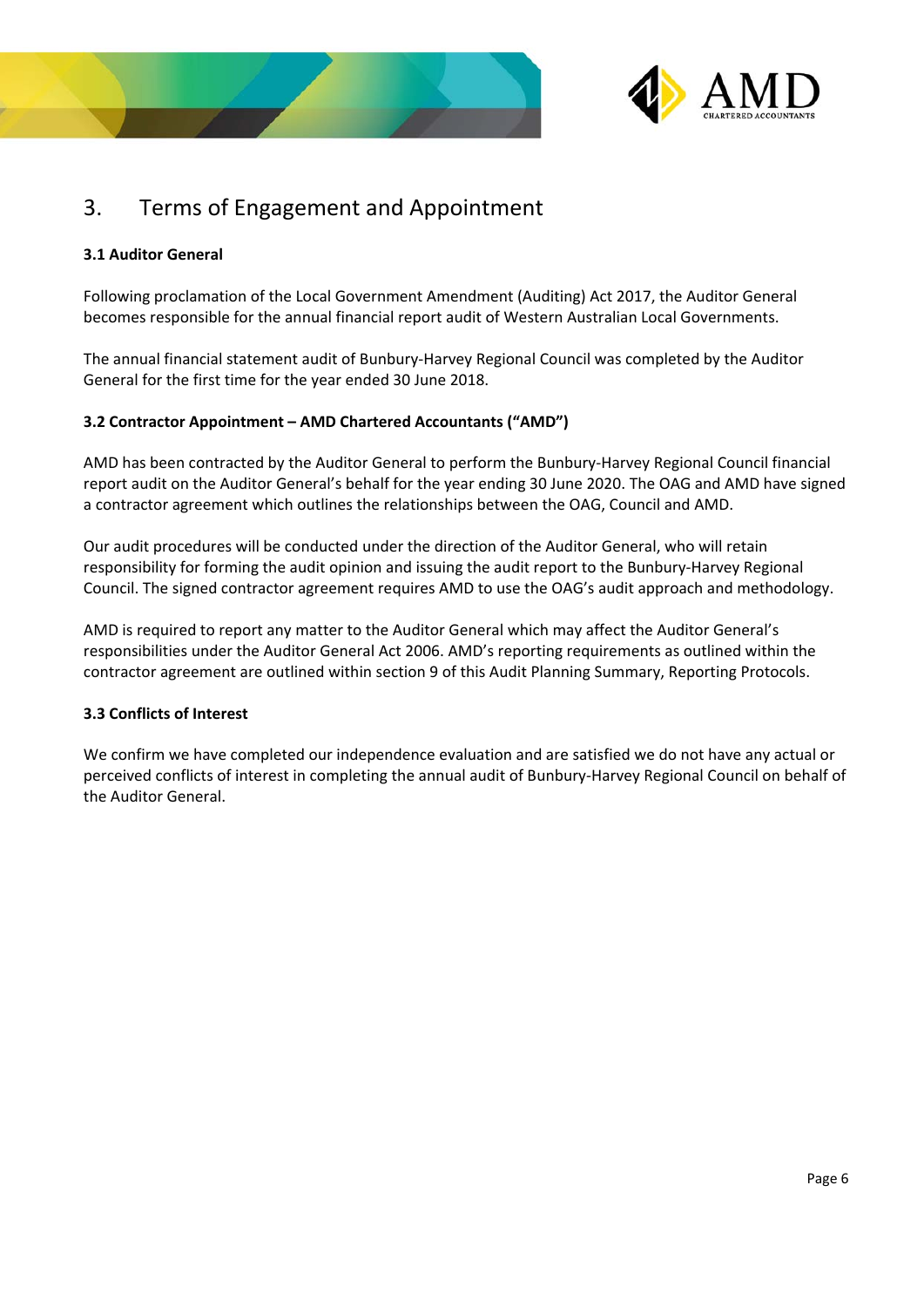# 3. Terms of Engagement and Appointment

**3.1 Auditor General**

Following proclamation of the Local Government Amendment (Auditing) Act 2017, the Auditor General becomes responsible for the annual financial report audit of Western Australian Local Governments.

The annual financial statement audit of Bunbury-Harvey Regional Council was completed by the Auditor General for the first time for the year ended 30 June 2018.

**3.2 Contractor Appointment – AMD Chartered Accountants ("AMD")**

AMD has been contracted by the Auditor General to perform the Bunbury-Harvey Regional Council financial report audit on the Auditor General's behalf for the year ending 30 June 2020. The OAG and AMD have signed a contractor agreement which outlines the relationships between the OAG, Council and AMD.

Our audit procedures will be conducted under the direction of the Auditor General, who will retain responsibility for forming the audit opinion and issuing the audit report to the Bunbury-Harvey Regional Council. The signed contractor agreement requires AMD to use the OAG's audit approach and methodology.

AMD is required to report any matter to the Auditor General which may affect the Auditor General's responsibilities under the Auditor General Act 2006. AMD's reporting requirements as outlined within the contractor agreement are outlined within section 9 of this Audit Planning Summary, Reporting Protocols.

**3.3 Conflicts of Interest**

We confirm we have completed our independence evaluation and are satisfied we do not have any actual or perceived conflicts of interest in completing the annual audit of Bunbury-Harvey Regional Council on behalf of the Auditor General.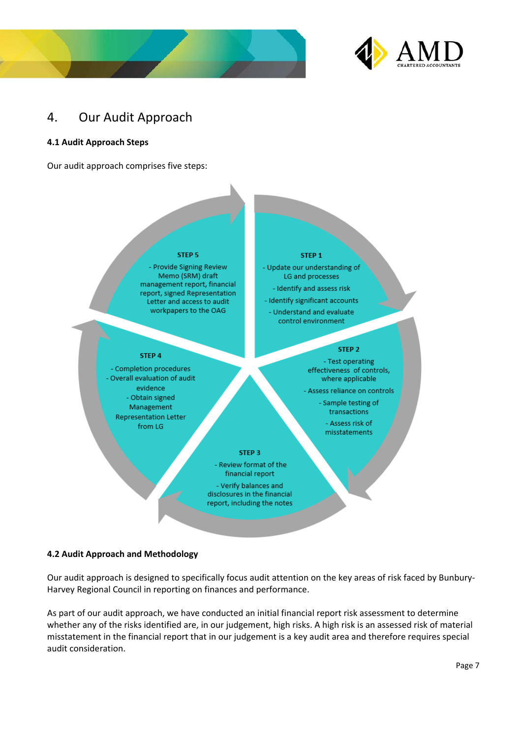# 4. Our Audit Approach

### 4.1 Audit Approach Steps

Our audit approach comprises five steps:

**STEP 1**
- Update our understanding of LG and processes
- Identify and assess risk
- Identify significant accounts
- Understand and evaluate control environment

**STEP 2**
- Test operating effectiveness of controls, where applicable
- Assess reliance on controls
- Sample testing of transactions
- Assess risk of misstatements

**STEP 3**
- Review format of the financial report
- Verify balances and disclosures in the financial report, including the notes

**STEP 4**
- Completion procedures
- Overall evaluation of audit evidence
- Obtain signed Management Representation Letter from LG

**STEP 5**
- Provide Signing Review Memo (SRM) draft management report, financial report, signed Representation Letter and access to audit workpapers to the OAG

### 4.2 Audit Approach and Methodology

Our audit approach is designed to specifically focus audit attention on the key areas of risk faced by Bunbury-Harvey Regional Council in reporting on finances and performance.

As part of our audit approach, we have conducted an initial financial report risk assessment to determine whether any of the risks identified are, in our judgement, high risks. A high risk is an assessed risk of material misstatement in the financial report that in our judgement is a key audit area and therefore requires special audit consideration.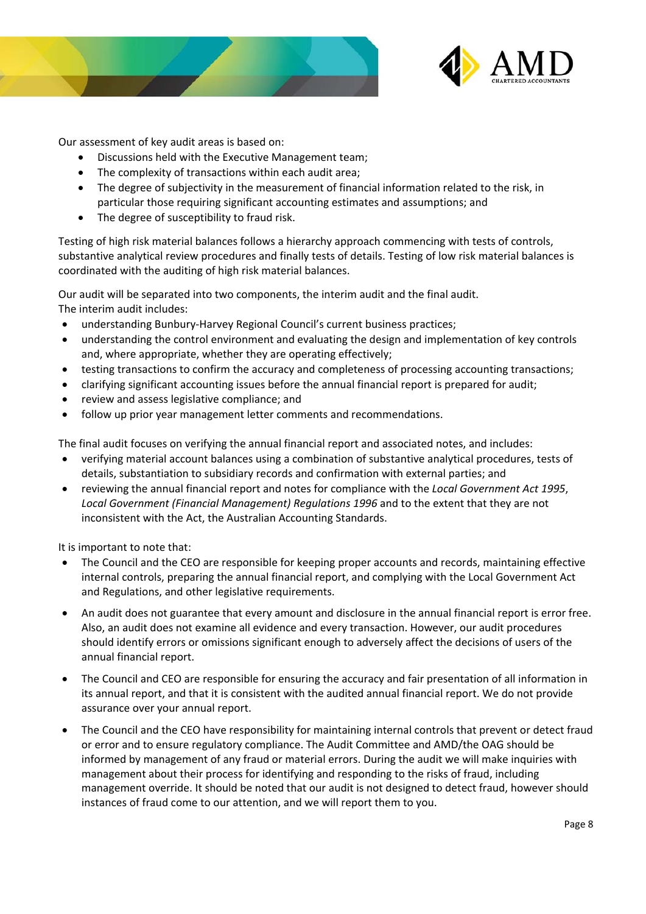Our assessment of key audit areas is based on:

- Discussions held with the Executive Management team;
- The complexity of transactions within each audit area;
- The degree of subjectivity in the measurement of financial information related to the risk, in particular those requiring significant accounting estimates and assumptions; and
- The degree of susceptibility to fraud risk.

Testing of high risk material balances follows a hierarchy approach commencing with tests of controls, substantive analytical review procedures and finally tests of details. Testing of low risk material balances is coordinated with the auditing of high risk material balances.

Our audit will be separated into two components, the interim audit and the final audit.
The interim audit includes:

- understanding Bunbury-Harvey Regional Council's current business practices;
- understanding the control environment and evaluating the design and implementation of key controls and, where appropriate, whether they are operating effectively;
- testing transactions to confirm the accuracy and completeness of processing accounting transactions;
- clarifying significant accounting issues before the annual financial report is prepared for audit;
- review and assess legislative compliance; and
- follow up prior year management letter comments and recommendations.

The final audit focuses on verifying the annual financial report and associated notes, and includes:

- verifying material account balances using a combination of substantive analytical procedures, tests of details, substantiation to subsidiary records and confirmation with external parties; and
- reviewing the annual financial report and notes for compliance with the *Local Government Act 1995*, *Local Government (Financial Management) Regulations 1996* and to the extent that they are not inconsistent with the Act, the Australian Accounting Standards.

It is important to note that:

- The Council and the CEO are responsible for keeping proper accounts and records, maintaining effective internal controls, preparing the annual financial report, and complying with the Local Government Act and Regulations, and other legislative requirements.
- An audit does not guarantee that every amount and disclosure in the annual financial report is error free. Also, an audit does not examine all evidence and every transaction. However, our audit procedures should identify errors or omissions significant enough to adversely affect the decisions of users of the annual financial report.
- The Council and CEO are responsible for ensuring the accuracy and fair presentation of all information in its annual report, and that it is consistent with the audited annual financial report. We do not provide assurance over your annual report.
- The Council and the CEO have responsibility for maintaining internal controls that prevent or detect fraud or error and to ensure regulatory compliance. The Audit Committee and AMD/the OAG should be informed by management of any fraud or material errors. During the audit we will make inquiries with management about their process for identifying and responding to the risks of fraud, including management override. It should be noted that our audit is not designed to detect fraud, however should instances of fraud come to our attention, and we will report them to you.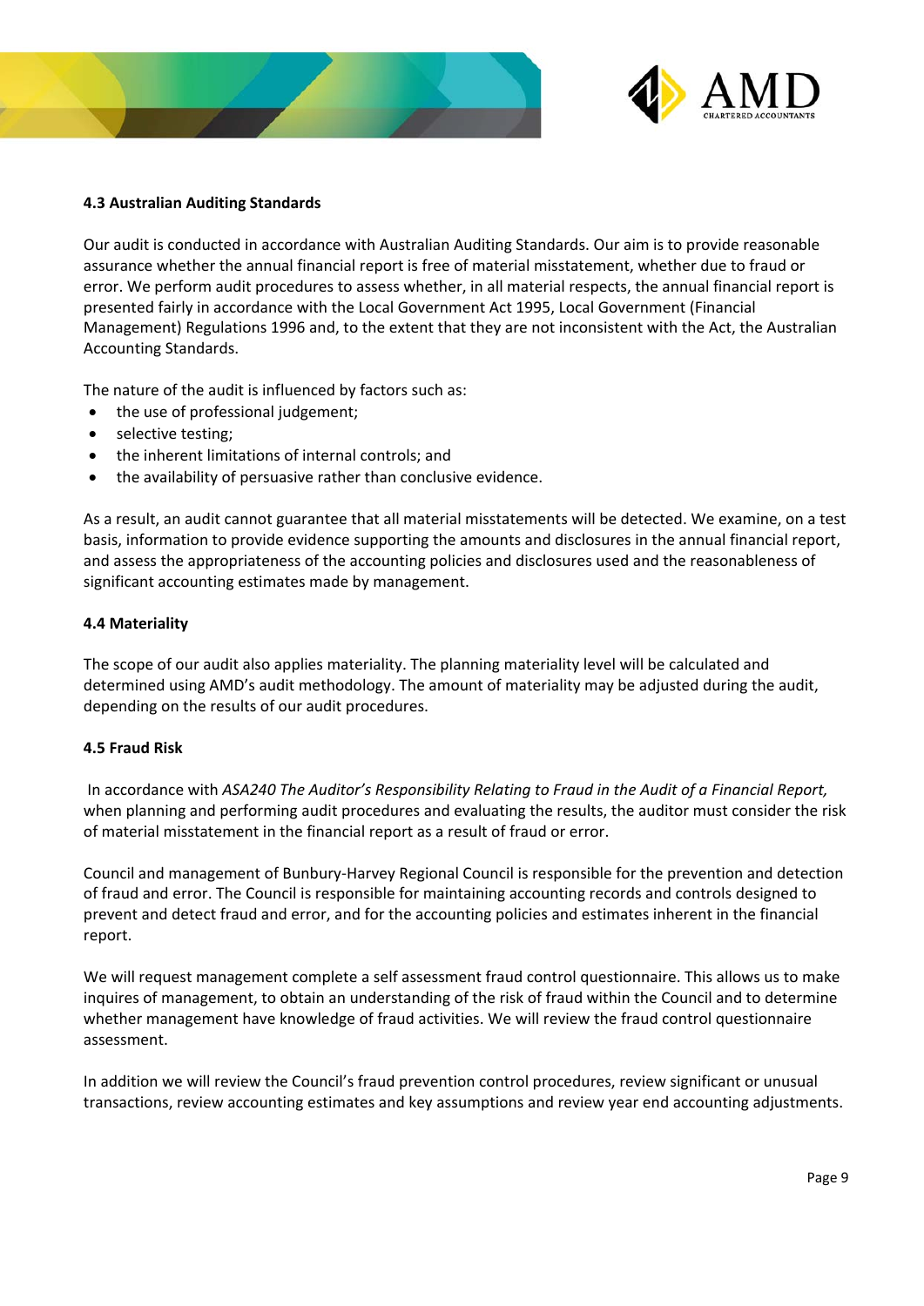### 4.3 Australian Auditing Standards

Our audit is conducted in accordance with Australian Auditing Standards. Our aim is to provide reasonable assurance whether the annual financial report is free of material misstatement, whether due to fraud or error. We perform audit procedures to assess whether, in all material respects, the annual financial report is presented fairly in accordance with the Local Government Act 1995, Local Government (Financial Management) Regulations 1996 and, to the extent that they are not inconsistent with the Act, the Australian Accounting Standards.

The nature of the audit is influenced by factors such as:

- the use of professional judgement;
- selective testing;
- the inherent limitations of internal controls; and
- the availability of persuasive rather than conclusive evidence.

As a result, an audit cannot guarantee that all material misstatements will be detected. We examine, on a test basis, information to provide evidence supporting the amounts and disclosures in the annual financial report, and assess the appropriateness of the accounting policies and disclosures used and the reasonableness of significant accounting estimates made by management.

### 4.4 Materiality

The scope of our audit also applies materiality. The planning materiality level will be calculated and determined using AMD's audit methodology. The amount of materiality may be adjusted during the audit, depending on the results of our audit procedures.

### 4.5 Fraud Risk

In accordance with *ASA240 The Auditor's Responsibility Relating to Fraud in the Audit of a Financial Report,* when planning and performing audit procedures and evaluating the results, the auditor must consider the risk of material misstatement in the financial report as a result of fraud or error.

Council and management of Bunbury-Harvey Regional Council is responsible for the prevention and detection of fraud and error. The Council is responsible for maintaining accounting records and controls designed to prevent and detect fraud and error, and for the accounting policies and estimates inherent in the financial report.

We will request management complete a self assessment fraud control questionnaire. This allows us to make inquires of management, to obtain an understanding of the risk of fraud within the Council and to determine whether management have knowledge of fraud activities. We will review the fraud control questionnaire assessment.

In addition we will review the Council's fraud prevention control procedures, review significant or unusual transactions, review accounting estimates and key assumptions and review year end accounting adjustments.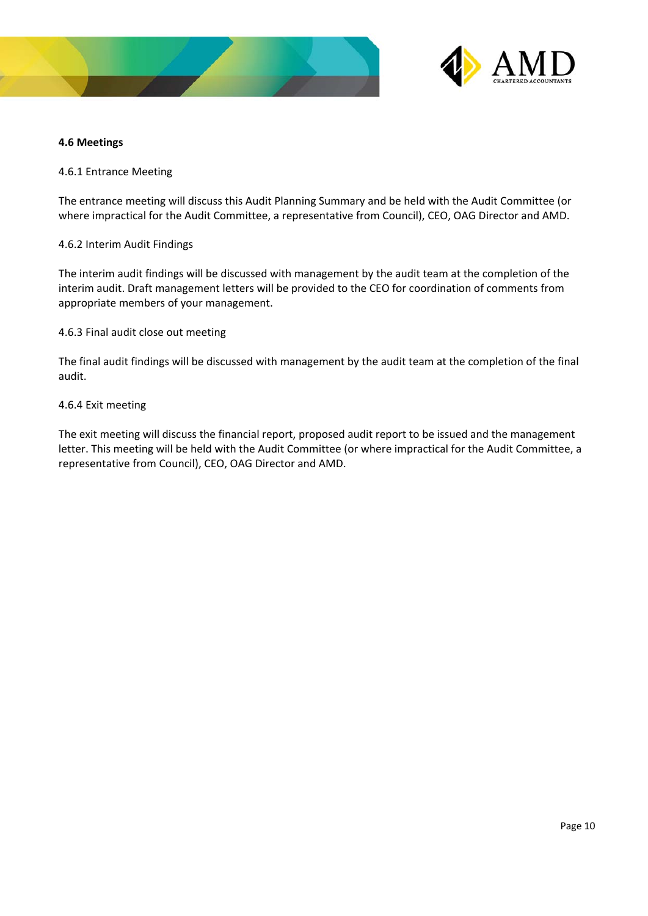**4.6 Meetings**

4.6.1 Entrance Meeting

The entrance meeting will discuss this Audit Planning Summary and be held with the Audit Committee (or where impractical for the Audit Committee, a representative from Council), CEO, OAG Director and AMD.

4.6.2 Interim Audit Findings

The interim audit findings will be discussed with management by the audit team at the completion of the interim audit. Draft management letters will be provided to the CEO for coordination of comments from appropriate members of your management.

4.6.3 Final audit close out meeting

The final audit findings will be discussed with management by the audit team at the completion of the final audit.

4.6.4 Exit meeting

The exit meeting will discuss the financial report, proposed audit report to be issued and the management letter. This meeting will be held with the Audit Committee (or where impractical for the Audit Committee, a representative from Council), CEO, OAG Director and AMD.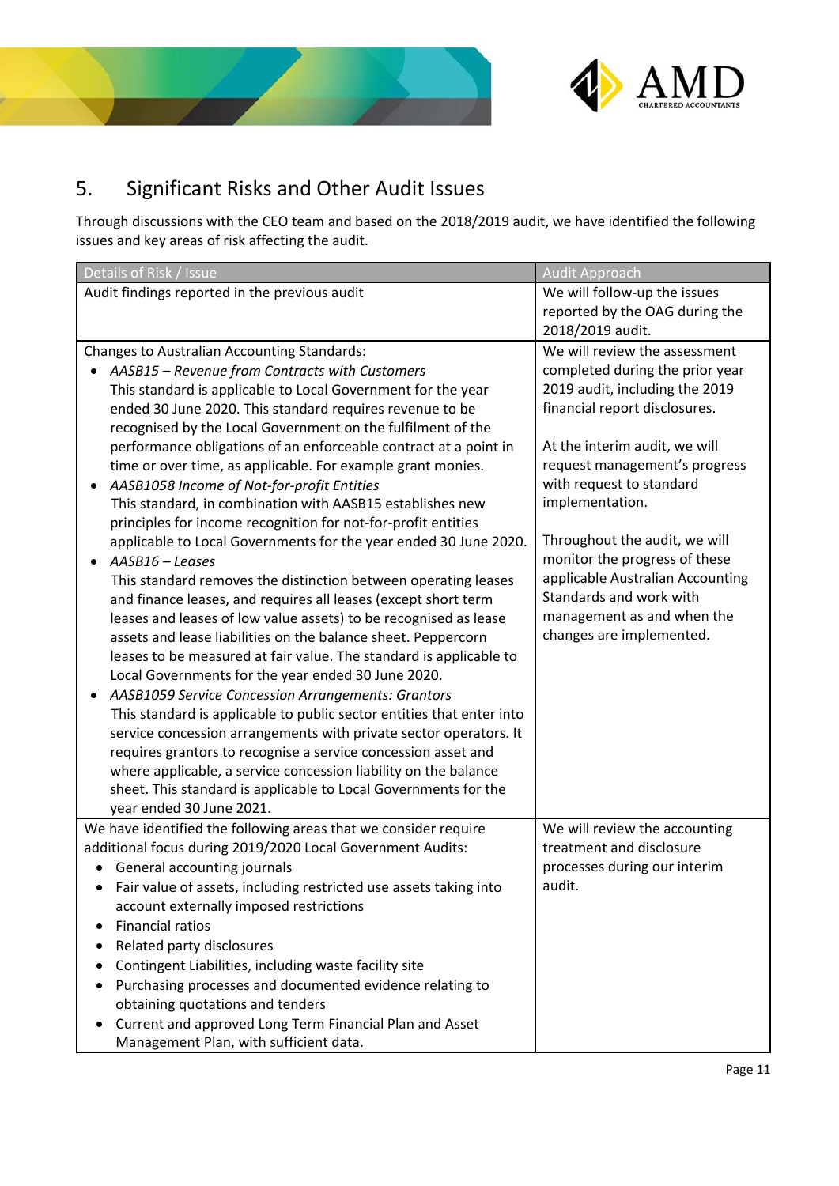## 5. Significant Risks and Other Audit Issues

Through discussions with the CEO team and based on the 2018/2019 audit, we have identified the following issues and key areas of risk affecting the audit.

| Details of Risk / Issue | Audit Approach |
| --- | --- |
| Audit findings reported in the previous audit | We will follow-up the issues reported by the OAG during the 2018/2019 audit. |
| Changes to Australian Accounting Standards:<br>• *AASB15 – Revenue from Contracts with Customers*<br>This standard is applicable to Local Government for the year ended 30 June 2020. This standard requires revenue to be recognised by the Local Government on the fulfilment of the performance obligations of an enforceable contract at a point in time or over time, as applicable. For example grant monies.<br>• *AASB1058 Income of Not-for-profit Entities*<br>This standard, in combination with AASB15 establishes new principles for income recognition for not-for-profit entities applicable to Local Governments for the year ended 30 June 2020.<br>• *AASB16 – Leases*<br>This standard removes the distinction between operating leases and finance leases, and requires all leases (except short term leases and leases of low value assets) to be recognised as lease assets and lease liabilities on the balance sheet. Peppercorn leases to be measured at fair value. The standard is applicable to Local Governments for the year ended 30 June 2020.<br>• *AASB1059 Service Concession Arrangements: Grantors*<br>This standard is applicable to public sector entities that enter into service concession arrangements with private sector operators. It requires grantors to recognise a service concession asset and where applicable, a service concession liability on the balance sheet. This standard is applicable to Local Governments for the year ended 30 June 2021. | We will review the assessment completed during the prior year 2019 audit, including the 2019 financial report disclosures.<br><br>At the interim audit, we will request management's progress with request to standard implementation.<br><br>Throughout the audit, we will monitor the progress of these applicable Australian Accounting Standards and work with management as and when the changes are implemented. |
| We have identified the following areas that we consider require additional focus during 2019/2020 Local Government Audits:<br>• General accounting journals<br>• Fair value of assets, including restricted use assets taking into account externally imposed restrictions<br>• Financial ratios<br>• Related party disclosures<br>• Contingent Liabilities, including waste facility site<br>• Purchasing processes and documented evidence relating to obtaining quotations and tenders<br>• Current and approved Long Term Financial Plan and Asset Management Plan, with sufficient data. | We will review the accounting treatment and disclosure processes during our interim audit. |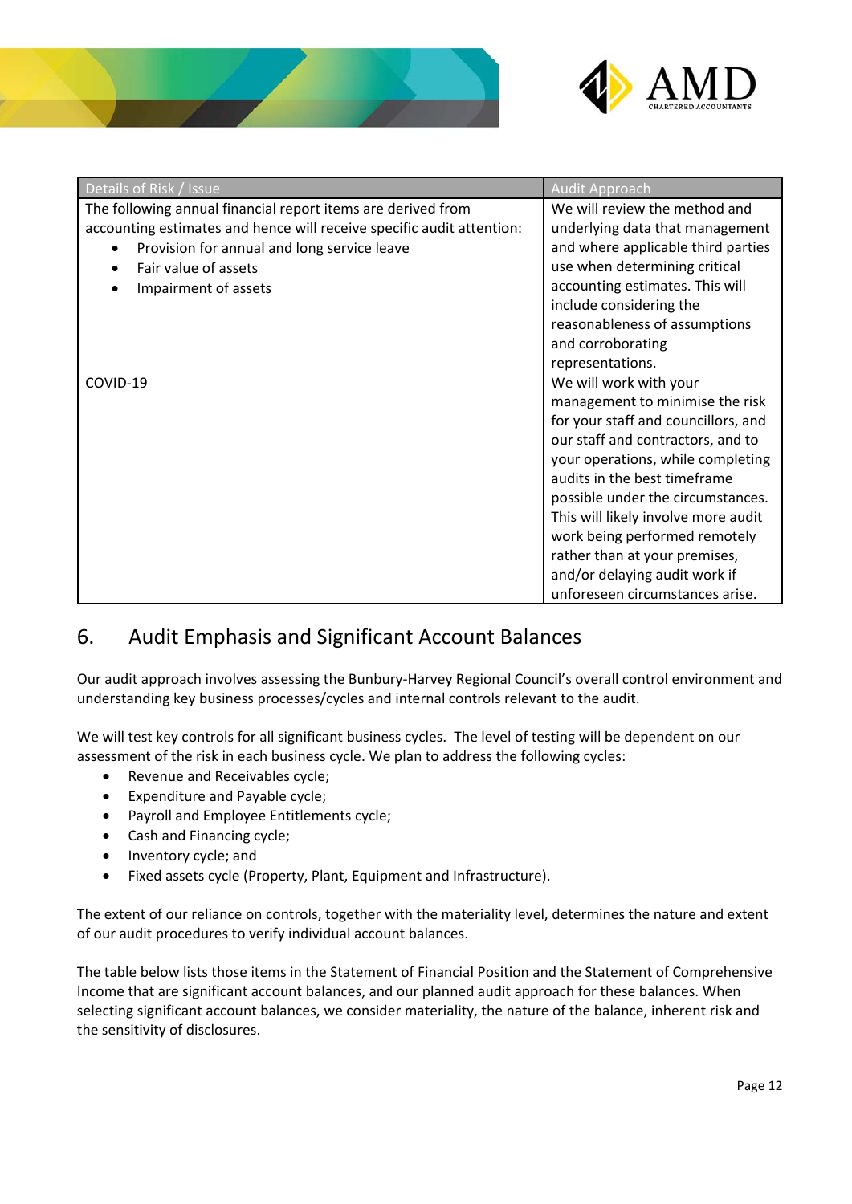| Details of Risk / Issue | Audit Approach |
| --- | --- |
| The following annual financial report items are derived from accounting estimates and hence will receive specific audit attention: <br>• Provision for annual and long service leave <br>• Fair value of assets <br>• Impairment of assets | We will review the method and underlying data that management and where applicable third parties use when determining critical accounting estimates. This will include considering the reasonableness of assumptions and corroborating representations. |
| COVID-19 | We will work with your management to minimise the risk for your staff and councillors, and our staff and contractors, and to your operations, while completing audits in the best timeframe possible under the circumstances. This will likely involve more audit work being performed remotely rather than at your premises, and/or delaying audit work if unforeseen circumstances arise. |

## 6. Audit Emphasis and Significant Account Balances

Our audit approach involves assessing the Bunbury-Harvey Regional Council's overall control environment and understanding key business processes/cycles and internal controls relevant to the audit.

We will test key controls for all significant business cycles. The level of testing will be dependent on our assessment of the risk in each business cycle. We plan to address the following cycles:

- Revenue and Receivables cycle;
- Expenditure and Payable cycle;
- Payroll and Employee Entitlements cycle;
- Cash and Financing cycle;
- Inventory cycle; and
- Fixed assets cycle (Property, Plant, Equipment and Infrastructure).

The extent of our reliance on controls, together with the materiality level, determines the nature and extent of our audit procedures to verify individual account balances.

The table below lists those items in the Statement of Financial Position and the Statement of Comprehensive Income that are significant account balances, and our planned audit approach for these balances. When selecting significant account balances, we consider materiality, the nature of the balance, inherent risk and the sensitivity of disclosures.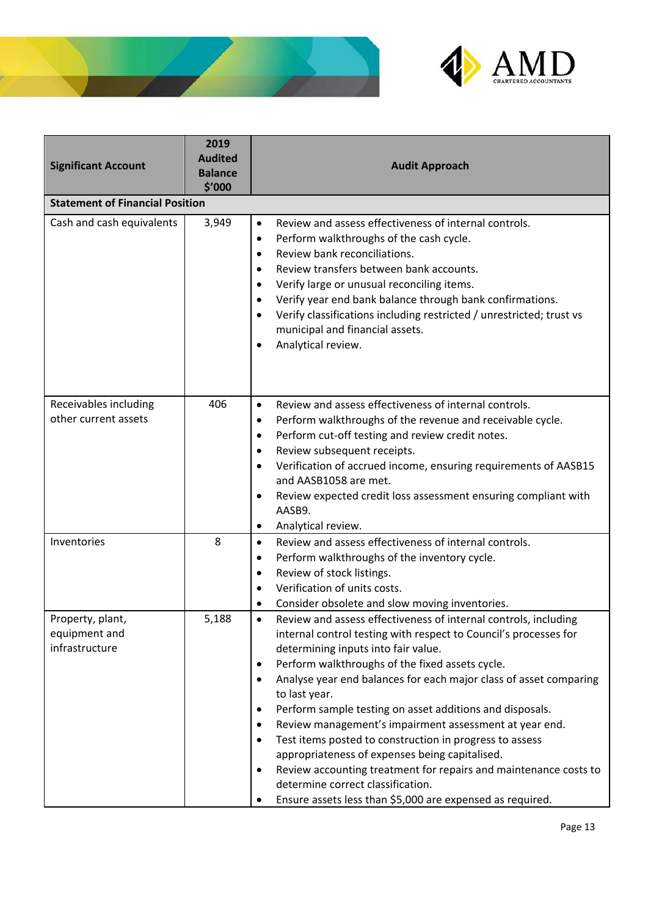| Significant Account | 2019 Audited Balance $'000 | Audit Approach |
|---|---|---|
| **Statement of Financial Position** | | |
| Cash and cash equivalents | 3,949 | • Review and assess effectiveness of internal controls.<br>• Perform walkthroughs of the cash cycle.<br>• Review bank reconciliations.<br>• Review transfers between bank accounts.<br>• Verify large or unusual reconciling items.<br>• Verify year end bank balance through bank confirmations.<br>• Verify classifications including restricted / unrestricted; trust vs municipal and financial assets.<br>• Analytical review. |
| Receivables including other current assets | 406 | • Review and assess effectiveness of internal controls.<br>• Perform walkthroughs of the revenue and receivable cycle.<br>• Perform cut-off testing and review credit notes.<br>• Review subsequent receipts.<br>• Verification of accrued income, ensuring requirements of AASB15 and AASB1058 are met.<br>• Review expected credit loss assessment ensuring compliant with AASB9.<br>• Analytical review. |
| Inventories | 8 | • Review and assess effectiveness of internal controls.<br>• Perform walkthroughs of the inventory cycle.<br>• Review of stock listings.<br>• Verification of units costs.<br>• Consider obsolete and slow moving inventories. |
| Property, plant, equipment and infrastructure | 5,188 | • Review and assess effectiveness of internal controls, including internal control testing with respect to Council's processes for determining inputs into fair value.<br>• Perform walkthroughs of the fixed assets cycle.<br>• Analyse year end balances for each major class of asset comparing to last year.<br>• Perform sample testing on asset additions and disposals.<br>• Review management's impairment assessment at year end.<br>• Test items posted to construction in progress to assess appropriateness of expenses being capitalised.<br>• Review accounting treatment for repairs and maintenance costs to determine correct classification.<br>• Ensure assets less than $5,000 are expensed as required. |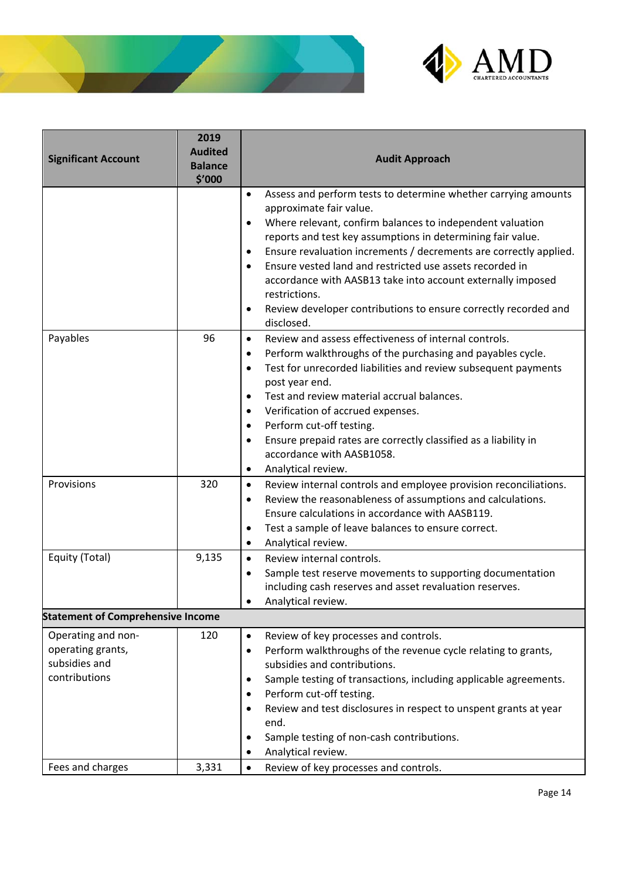| Significant Account | 2019 Audited Balance $'000 | Audit Approach |
|---|---|---|
| | | • Assess and perform tests to determine whether carrying amounts approximate fair value.<br>• Where relevant, confirm balances to independent valuation reports and test key assumptions in determining fair value.<br>• Ensure revaluation increments / decrements are correctly applied.<br>• Ensure vested land and restricted use assets recorded in accordance with AASB13 take into account externally imposed restrictions.<br>• Review developer contributions to ensure correctly recorded and disclosed. |
| Payables | 96 | • Review and assess effectiveness of internal controls.<br>• Perform walkthroughs of the purchasing and payables cycle.<br>• Test for unrecorded liabilities and review subsequent payments post year end.<br>• Test and review material accrual balances.<br>• Verification of accrued expenses.<br>• Perform cut-off testing.<br>• Ensure prepaid rates are correctly classified as a liability in accordance with AASB1058.<br>• Analytical review. |
| Provisions | 320 | • Review internal controls and employee provision reconciliations.<br>• Review the reasonableness of assumptions and calculations. Ensure calculations in accordance with AASB119.<br>• Test a sample of leave balances to ensure correct.<br>• Analytical review. |
| Equity (Total) | 9,135 | • Review internal controls.<br>• Sample test reserve movements to supporting documentation including cash reserves and asset revaluation reserves.<br>• Analytical review. |
| **Statement of Comprehensive Income** | | |
| Operating and non-operating grants, subsidies and contributions | 120 | • Review of key processes and controls.<br>• Perform walkthroughs of the revenue cycle relating to grants, subsidies and contributions.<br>• Sample testing of transactions, including applicable agreements.<br>• Perform cut-off testing.<br>• Review and test disclosures in respect to unspent grants at year end.<br>• Sample testing of non-cash contributions.<br>• Analytical review. |
| Fees and charges | 3,331 | • Review of key processes and controls. |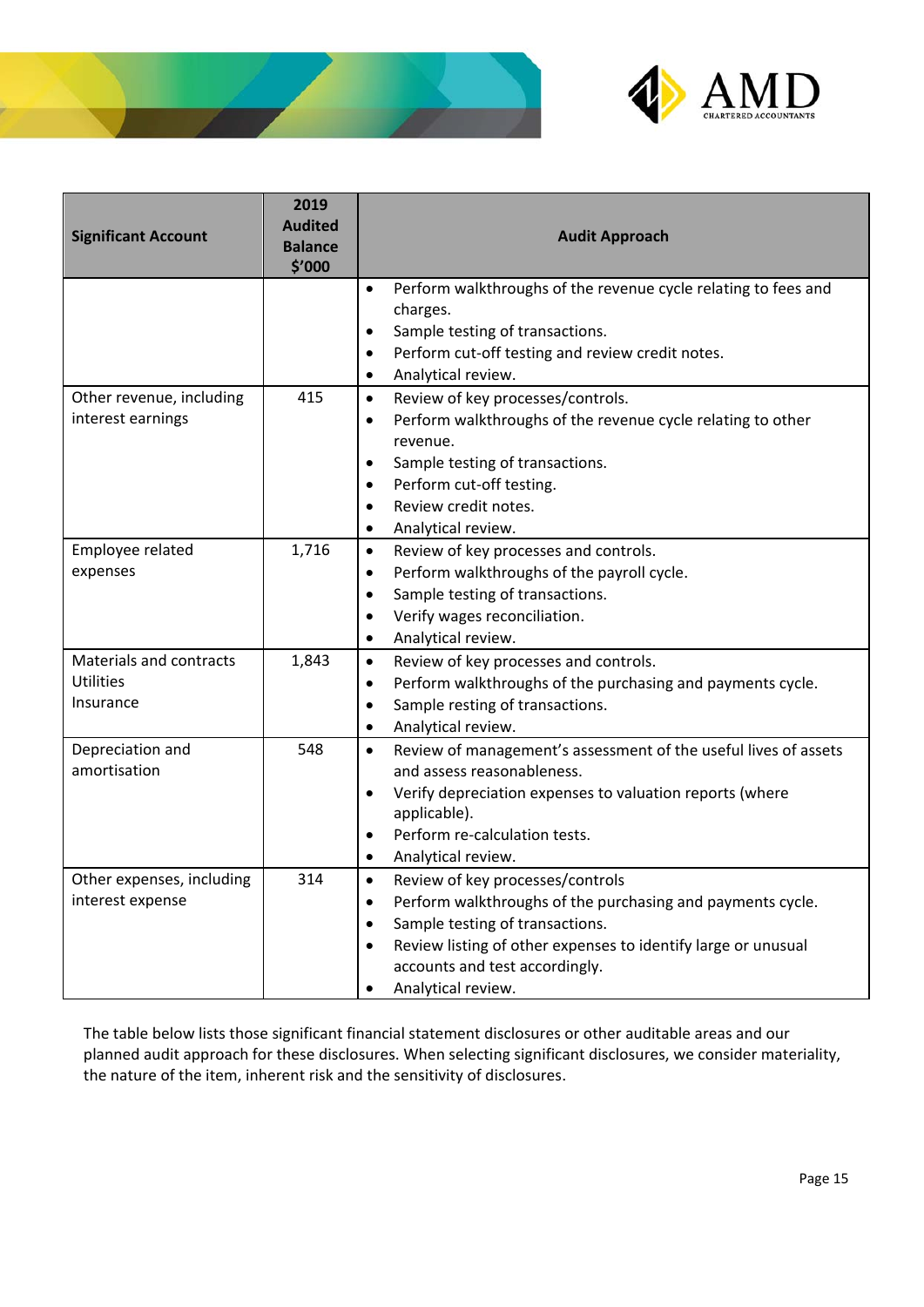| Significant Account | 2019 Audited Balance $'000 | Audit Approach |
|---|---|---|
| | | • Perform walkthroughs of the revenue cycle relating to fees and charges.<br>• Sample testing of transactions.<br>• Perform cut-off testing and review credit notes.<br>• Analytical review. |
| Other revenue, including interest earnings | 415 | • Review of key processes/controls.<br>• Perform walkthroughs of the revenue cycle relating to other revenue.<br>• Sample testing of transactions.<br>• Perform cut-off testing.<br>• Review credit notes.<br>• Analytical review. |
| Employee related expenses | 1,716 | • Review of key processes and controls.<br>• Perform walkthroughs of the payroll cycle.<br>• Sample testing of transactions.<br>• Verify wages reconciliation.<br>• Analytical review. |
| Materials and contracts<br>Utilities<br>Insurance | 1,843 | • Review of key processes and controls.<br>• Perform walkthroughs of the purchasing and payments cycle.<br>• Sample resting of transactions.<br>• Analytical review. |
| Depreciation and amortisation | 548 | • Review of management's assessment of the useful lives of assets and assess reasonableness.<br>• Verify depreciation expenses to valuation reports (where applicable).<br>• Perform re-calculation tests.<br>• Analytical review. |
| Other expenses, including interest expense | 314 | • Review of key processes/controls<br>• Perform walkthroughs of the purchasing and payments cycle.<br>• Sample testing of transactions.<br>• Review listing of other expenses to identify large or unusual accounts and test accordingly.<br>• Analytical review. |

The table below lists those significant financial statement disclosures or other auditable areas and our planned audit approach for these disclosures. When selecting significant disclosures, we consider materiality, the nature of the item, inherent risk and the sensitivity of disclosures.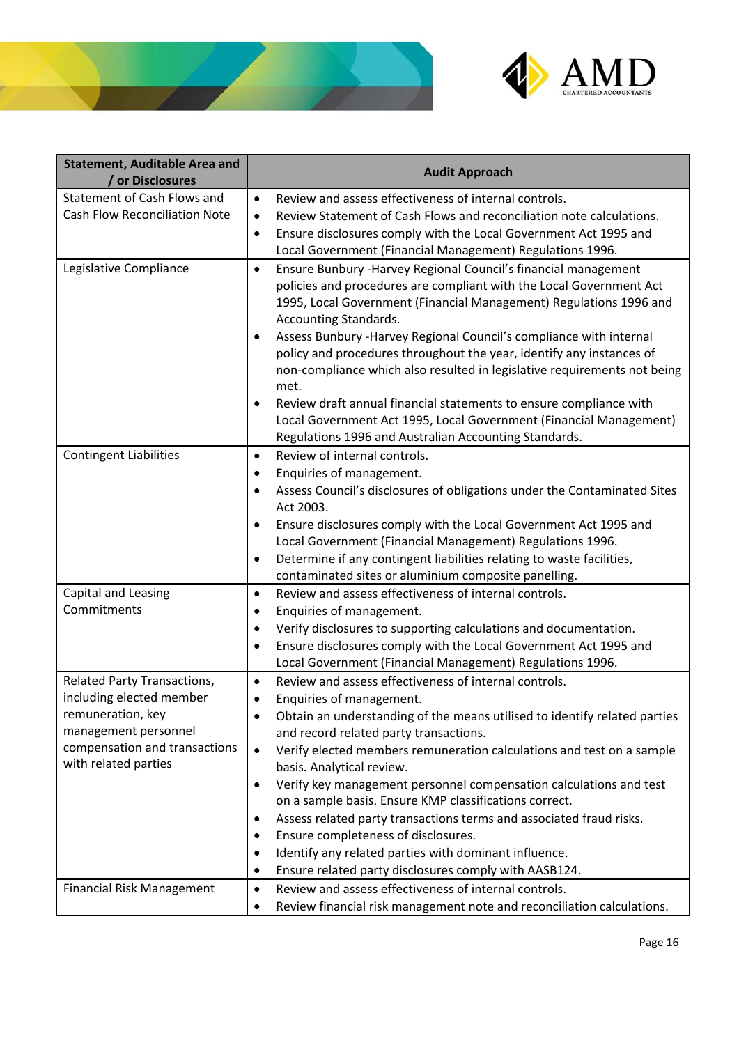| Statement, Auditable Area and / or Disclosures | Audit Approach |
|---|---|
| Statement of Cash Flows and Cash Flow Reconciliation Note | • Review and assess effectiveness of internal controls.<br>• Review Statement of Cash Flows and reconciliation note calculations.<br>• Ensure disclosures comply with the Local Government Act 1995 and Local Government (Financial Management) Regulations 1996. |
| Legislative Compliance | • Ensure Bunbury -Harvey Regional Council's financial management policies and procedures are compliant with the Local Government Act 1995, Local Government (Financial Management) Regulations 1996 and Accounting Standards.<br>• Assess Bunbury -Harvey Regional Council's compliance with internal policy and procedures throughout the year, identify any instances of non-compliance which also resulted in legislative requirements not being met.<br>• Review draft annual financial statements to ensure compliance with Local Government Act 1995, Local Government (Financial Management) Regulations 1996 and Australian Accounting Standards. |
| Contingent Liabilities | • Review of internal controls.<br>• Enquiries of management.<br>• Assess Council's disclosures of obligations under the Contaminated Sites Act 2003.<br>• Ensure disclosures comply with the Local Government Act 1995 and Local Government (Financial Management) Regulations 1996.<br>• Determine if any contingent liabilities relating to waste facilities, contaminated sites or aluminium composite panelling. |
| Capital and Leasing Commitments | • Review and assess effectiveness of internal controls.<br>• Enquiries of management.<br>• Verify disclosures to supporting calculations and documentation.<br>• Ensure disclosures comply with the Local Government Act 1995 and Local Government (Financial Management) Regulations 1996. |
| Related Party Transactions, including elected member remuneration, key management personnel compensation and transactions with related parties | • Review and assess effectiveness of internal controls.<br>• Enquiries of management.<br>• Obtain an understanding of the means utilised to identify related parties and record related party transactions.<br>• Verify elected members remuneration calculations and test on a sample basis. Analytical review.<br>• Verify key management personnel compensation calculations and test on a sample basis. Ensure KMP classifications correct.<br>• Assess related party transactions terms and associated fraud risks.<br>• Ensure completeness of disclosures.<br>• Identify any related parties with dominant influence.<br>• Ensure related party disclosures comply with AASB124. |
| Financial Risk Management | • Review and assess effectiveness of internal controls.<br>• Review financial risk management note and reconciliation calculations. |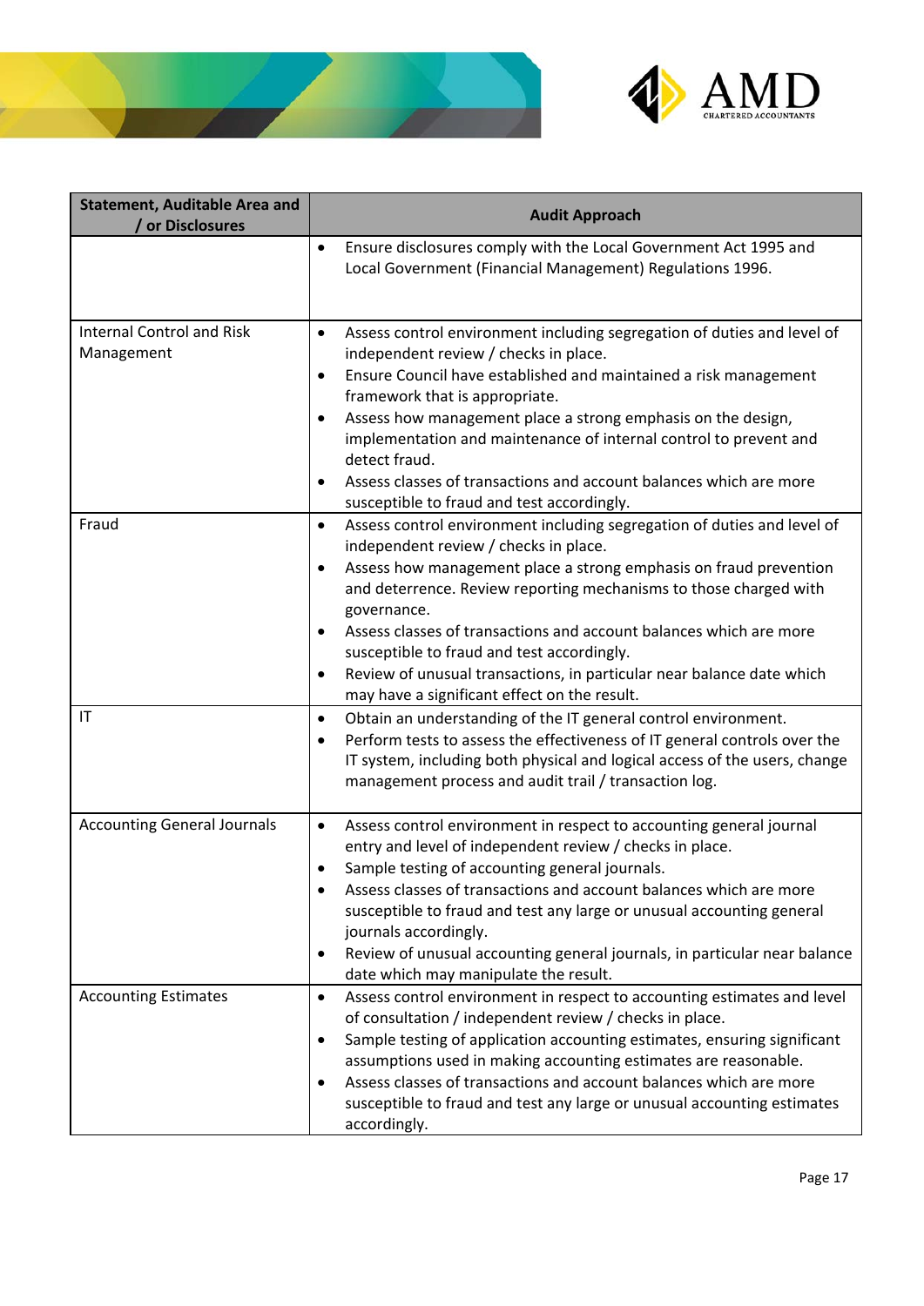| Statement, Auditable Area and / or Disclosures | Audit Approach |
|---|---|
| | • Ensure disclosures comply with the Local Government Act 1995 and Local Government (Financial Management) Regulations 1996. |
| Internal Control and Risk Management | • Assess control environment including segregation of duties and level of independent review / checks in place.<br>• Ensure Council have established and maintained a risk management framework that is appropriate.<br>• Assess how management place a strong emphasis on the design, implementation and maintenance of internal control to prevent and detect fraud.<br>• Assess classes of transactions and account balances which are more susceptible to fraud and test accordingly. |
| Fraud | • Assess control environment including segregation of duties and level of independent review / checks in place.<br>• Assess how management place a strong emphasis on fraud prevention and deterrence. Review reporting mechanisms to those charged with governance.<br>• Assess classes of transactions and account balances which are more susceptible to fraud and test accordingly.<br>• Review of unusual transactions, in particular near balance date which may have a significant effect on the result. |
| IT | • Obtain an understanding of the IT general control environment.<br>• Perform tests to assess the effectiveness of IT general controls over the IT system, including both physical and logical access of the users, change management process and audit trail / transaction log. |
| Accounting General Journals | • Assess control environment in respect to accounting general journal entry and level of independent review / checks in place.<br>• Sample testing of accounting general journals.<br>• Assess classes of transactions and account balances which are more susceptible to fraud and test any large or unusual accounting general journals accordingly.<br>• Review of unusual accounting general journals, in particular near balance date which may manipulate the result. |
| Accounting Estimates | • Assess control environment in respect to accounting estimates and level of consultation / independent review / checks in place.<br>• Sample testing of application accounting estimates, ensuring significant assumptions used in making accounting estimates are reasonable.<br>• Assess classes of transactions and account balances which are more susceptible to fraud and test any large or unusual accounting estimates accordingly. |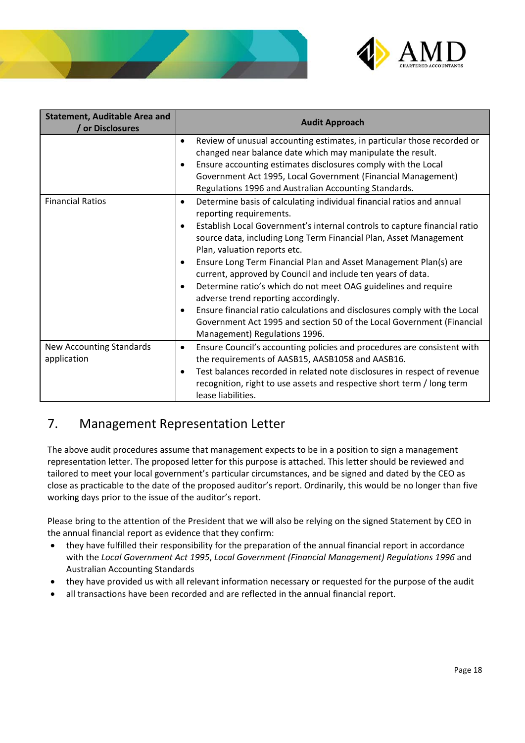| Statement, Auditable Area and / or Disclosures | Audit Approach |
|---|---|
| | • Review of unusual accounting estimates, in particular those recorded or changed near balance date which may manipulate the result.<br>• Ensure accounting estimates disclosures comply with the Local Government Act 1995, Local Government (Financial Management) Regulations 1996 and Australian Accounting Standards. |
| Financial Ratios | • Determine basis of calculating individual financial ratios and annual reporting requirements.<br>• Establish Local Government's internal controls to capture financial ratio source data, including Long Term Financial Plan, Asset Management Plan, valuation reports etc.<br>• Ensure Long Term Financial Plan and Asset Management Plan(s) are current, approved by Council and include ten years of data.<br>• Determine ratio's which do not meet OAG guidelines and require adverse trend reporting accordingly.<br>• Ensure financial ratio calculations and disclosures comply with the Local Government Act 1995 and section 50 of the Local Government (Financial Management) Regulations 1996. |
| New Accounting Standards application | • Ensure Council's accounting policies and procedures are consistent with the requirements of AASB15, AASB1058 and AASB16.<br>• Test balances recorded in related note disclosures in respect of revenue recognition, right to use assets and respective short term / long term lease liabilities. |

## 7. Management Representation Letter

The above audit procedures assume that management expects to be in a position to sign a management representation letter. The proposed letter for this purpose is attached. This letter should be reviewed and tailored to meet your local government's particular circumstances, and be signed and dated by the CEO as close as practicable to the date of the proposed auditor's report. Ordinarily, this would be no longer than five working days prior to the issue of the auditor's report.

Please bring to the attention of the President that we will also be relying on the signed Statement by CEO in the annual financial report as evidence that they confirm:

- they have fulfilled their responsibility for the preparation of the annual financial report in accordance with the *Local Government Act 1995*, *Local Government (Financial Management) Regulations 1996* and Australian Accounting Standards
- they have provided us with all relevant information necessary or requested for the purpose of the audit
- all transactions have been recorded and are reflected in the annual financial report.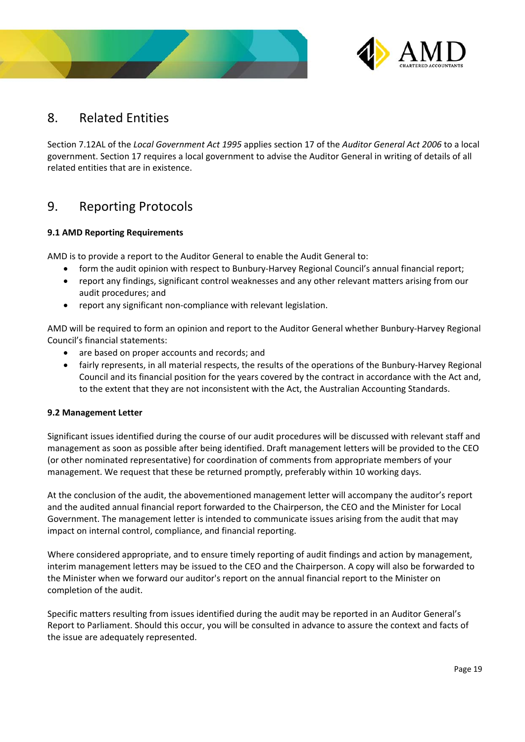## 8. Related Entities

Section 7.12AL of the *Local Government Act 1995* applies section 17 of the *Auditor General Act 2006* to a local government. Section 17 requires a local government to advise the Auditor General in writing of details of all related entities that are in existence.

## 9. Reporting Protocols

**9.1 AMD Reporting Requirements**

AMD is to provide a report to the Auditor General to enable the Audit General to:

- form the audit opinion with respect to Bunbury-Harvey Regional Council's annual financial report;
- report any findings, significant control weaknesses and any other relevant matters arising from our audit procedures; and
- report any significant non-compliance with relevant legislation.

AMD will be required to form an opinion and report to the Auditor General whether Bunbury-Harvey Regional Council's financial statements:

- are based on proper accounts and records; and
- fairly represents, in all material respects, the results of the operations of the Bunbury-Harvey Regional Council and its financial position for the years covered by the contract in accordance with the Act and, to the extent that they are not inconsistent with the Act, the Australian Accounting Standards.

**9.2 Management Letter**

Significant issues identified during the course of our audit procedures will be discussed with relevant staff and management as soon as possible after being identified. Draft management letters will be provided to the CEO (or other nominated representative) for coordination of comments from appropriate members of your management. We request that these be returned promptly, preferably within 10 working days.

At the conclusion of the audit, the abovementioned management letter will accompany the auditor's report and the audited annual financial report forwarded to the Chairperson, the CEO and the Minister for Local Government. The management letter is intended to communicate issues arising from the audit that may impact on internal control, compliance, and financial reporting.

Where considered appropriate, and to ensure timely reporting of audit findings and action by management, interim management letters may be issued to the CEO and the Chairperson. A copy will also be forwarded to the Minister when we forward our auditor's report on the annual financial report to the Minister on completion of the audit.

Specific matters resulting from issues identified during the audit may be reported in an Auditor General's Report to Parliament. Should this occur, you will be consulted in advance to assure the context and facts of the issue are adequately represented.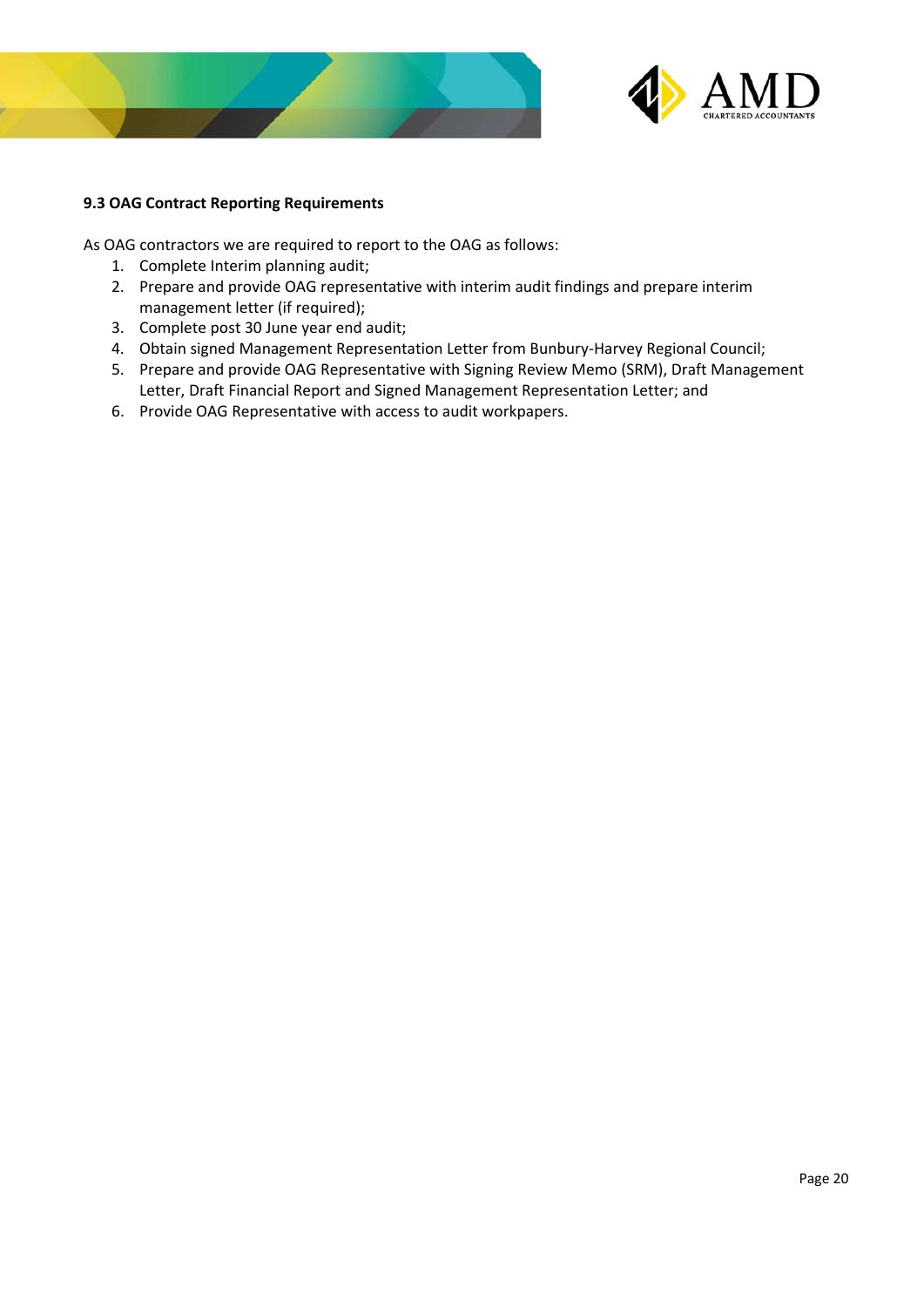### 9.3 OAG Contract Reporting Requirements

As OAG contractors we are required to report to the OAG as follows:

1. Complete Interim planning audit;
2. Prepare and provide OAG representative with interim audit findings and prepare interim management letter (if required);
3. Complete post 30 June year end audit;
4. Obtain signed Management Representation Letter from Bunbury-Harvey Regional Council;
5. Prepare and provide OAG Representative with Signing Review Memo (SRM), Draft Management Letter, Draft Financial Report and Signed Management Representation Letter; and
6. Provide OAG Representative with access to audit workpapers.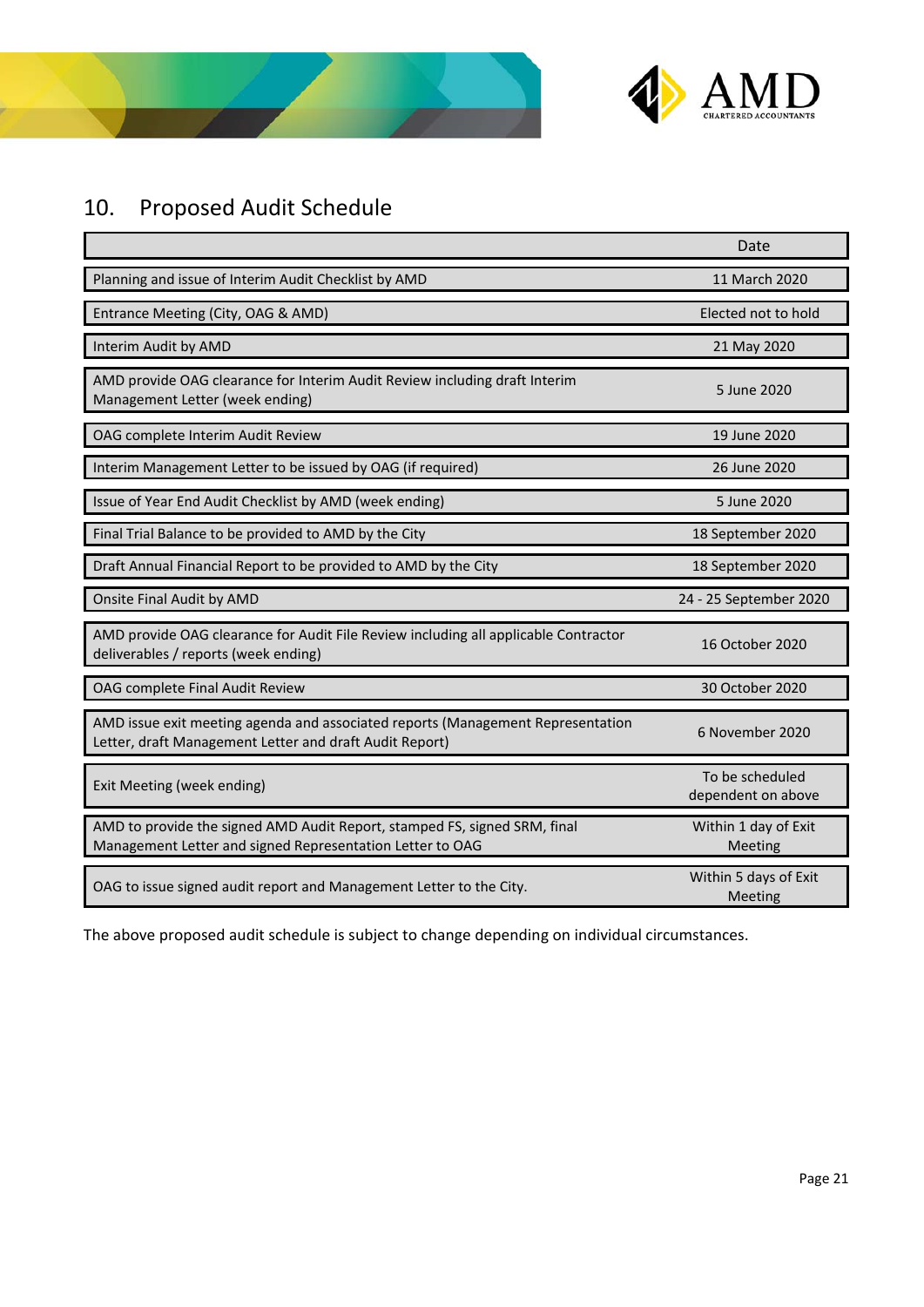## 10. Proposed Audit Schedule

| | Date |
|---|---|
| Planning and issue of Interim Audit Checklist by AMD | 11 March 2020 |
| Entrance Meeting (City, OAG & AMD) | Elected not to hold |
| Interim Audit by AMD | 21 May 2020 |
| AMD provide OAG clearance for Interim Audit Review including draft Interim Management Letter (week ending) | 5 June 2020 |
| OAG complete Interim Audit Review | 19 June 2020 |
| Interim Management Letter to be issued by OAG (if required) | 26 June 2020 |
| Issue of Year End Audit Checklist by AMD (week ending) | 5 June 2020 |
| Final Trial Balance to be provided to AMD by the City | 18 September 2020 |
| Draft Annual Financial Report to be provided to AMD by the City | 18 September 2020 |
| Onsite Final Audit by AMD | 24 - 25 September 2020 |
| AMD provide OAG clearance for Audit File Review including all applicable Contractor deliverables / reports (week ending) | 16 October 2020 |
| OAG complete Final Audit Review | 30 October 2020 |
| AMD issue exit meeting agenda and associated reports (Management Representation Letter, draft Management Letter and draft Audit Report) | 6 November 2020 |
| Exit Meeting (week ending) | To be scheduled dependent on above |
| AMD to provide the signed AMD Audit Report, stamped FS, signed SRM, final Management Letter and signed Representation Letter to OAG | Within 1 day of Exit Meeting |
| OAG to issue signed audit report and Management Letter to the City. | Within 5 days of Exit Meeting |

The above proposed audit schedule is subject to change depending on individual circumstances.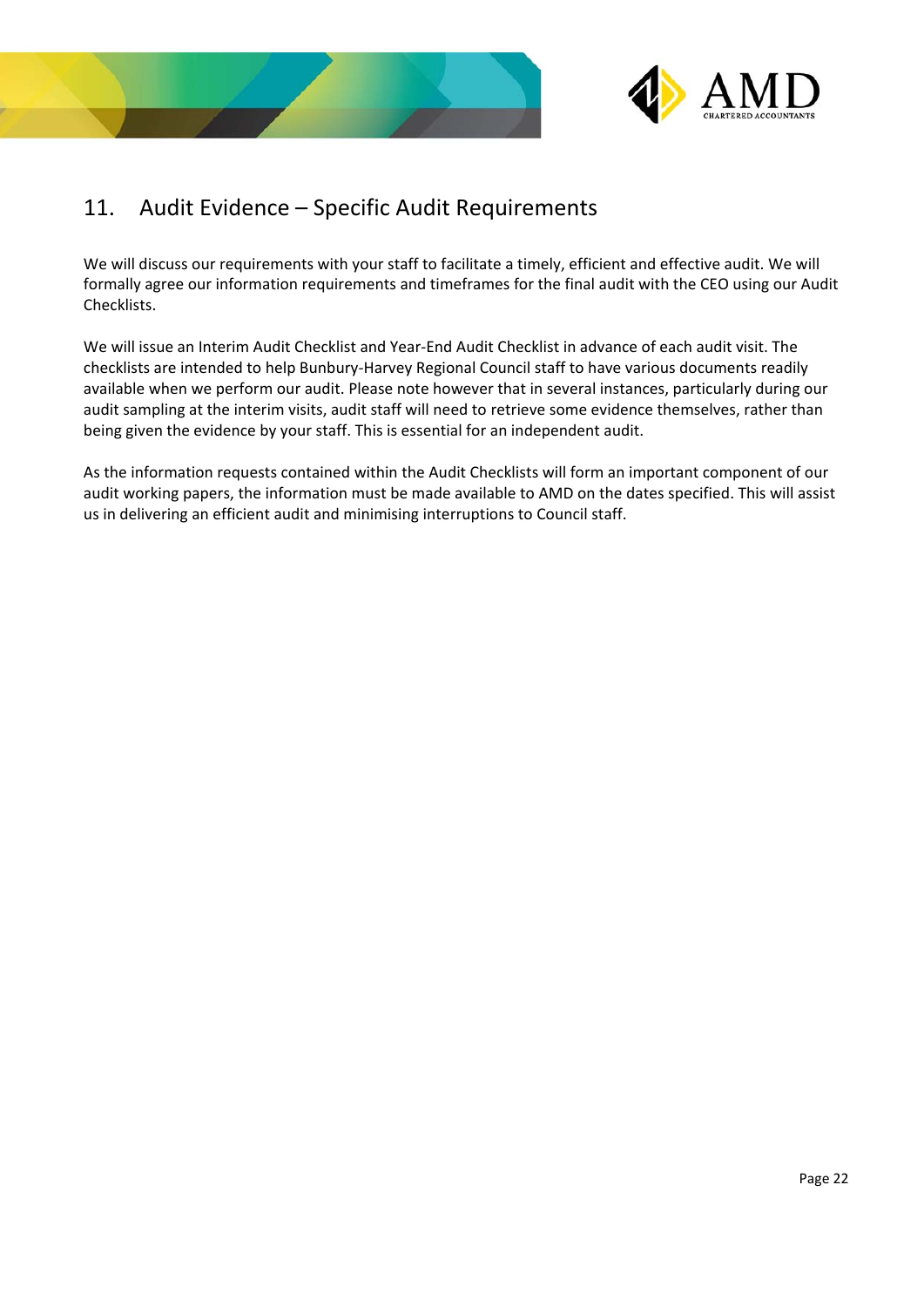# 11. Audit Evidence – Specific Audit Requirements

We will discuss our requirements with your staff to facilitate a timely, efficient and effective audit. We will formally agree our information requirements and timeframes for the final audit with the CEO using our Audit Checklists.

We will issue an Interim Audit Checklist and Year-End Audit Checklist in advance of each audit visit. The checklists are intended to help Bunbury-Harvey Regional Council staff to have various documents readily available when we perform our audit. Please note however that in several instances, particularly during our audit sampling at the interim visits, audit staff will need to retrieve some evidence themselves, rather than being given the evidence by your staff. This is essential for an independent audit.

As the information requests contained within the Audit Checklists will form an important component of our audit working papers, the information must be made available to AMD on the dates specified. This will assist us in delivering an efficient audit and minimising interruptions to Council staff.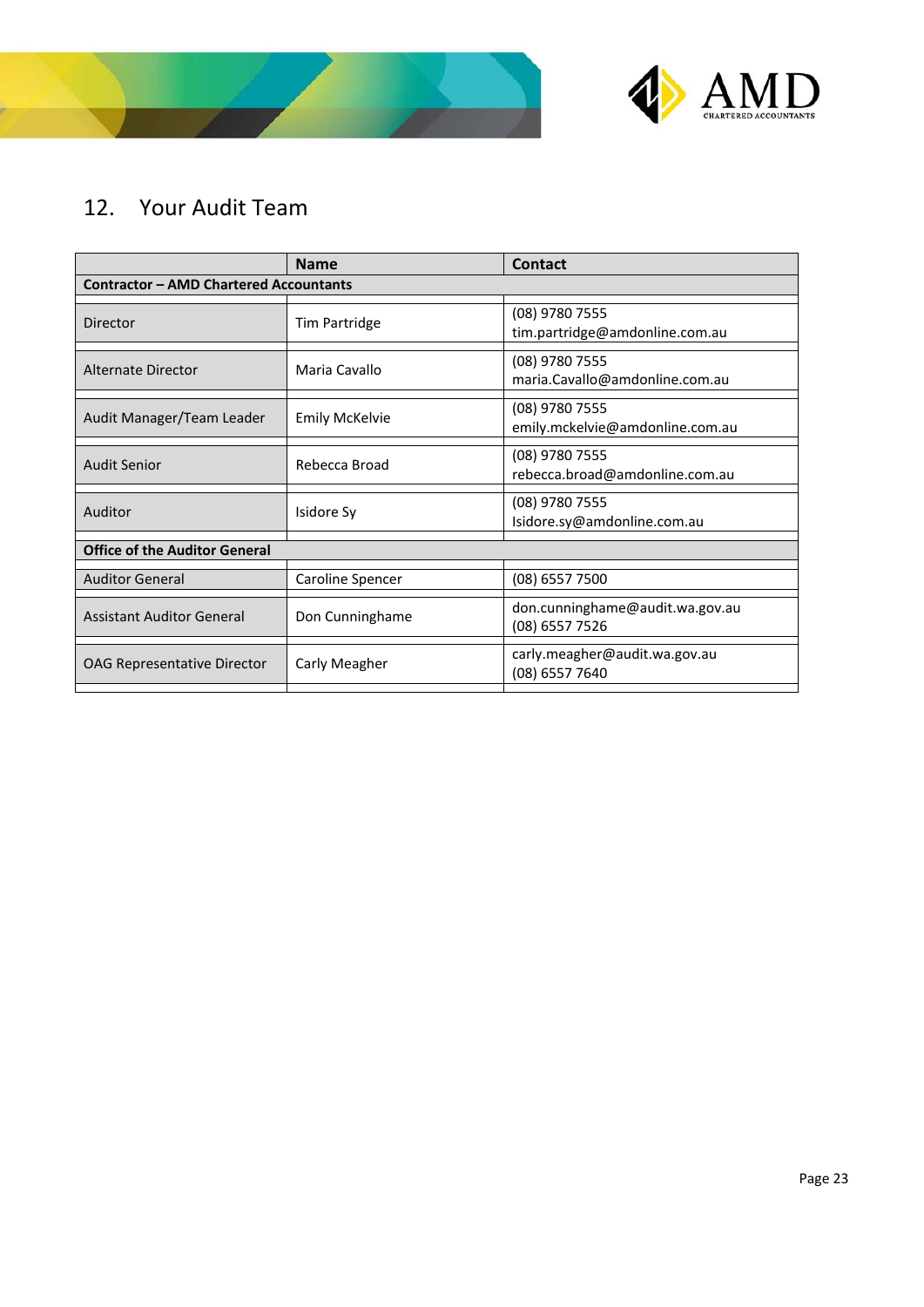## 12. Your Audit Team

| | Name | Contact |
|---|---|---|
| **Contractor – AMD Chartered Accountants** | | |
| Director | Tim Partridge | (08) 9780 7555<br>tim.partridge@amdonline.com.au |
| Alternate Director | Maria Cavallo | (08) 9780 7555<br>maria.Cavallo@amdonline.com.au |
| Audit Manager/Team Leader | Emily McKelvie | (08) 9780 7555<br>emily.mckelvie@amdonline.com.au |
| Audit Senior | Rebecca Broad | (08) 9780 7555<br>rebecca.broad@amdonline.com.au |
| Auditor | Isidore Sy | (08) 9780 7555<br>Isidore.sy@amdonline.com.au |
| **Office of the Auditor General** | | |
| Auditor General | Caroline Spencer | (08) 6557 7500 |
| Assistant Auditor General | Don Cunninghame | don.cunninghame@audit.wa.gov.au<br>(08) 6557 7526 |
| OAG Representative Director | Carly Meagher | carly.meagher@audit.wa.gov.au<br>(08) 6557 7640 |